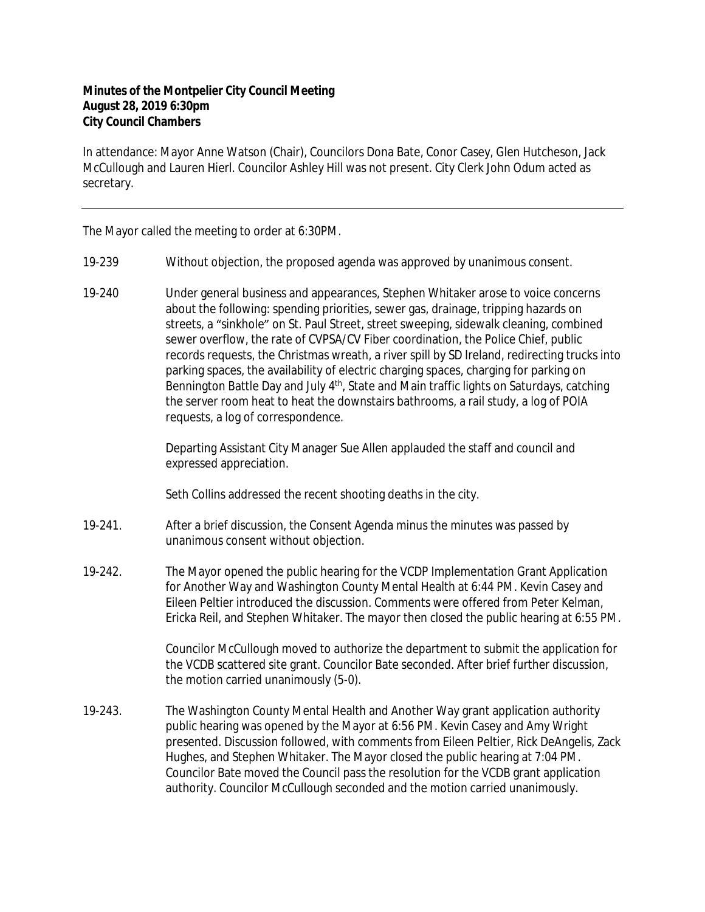**Minutes of the Montpelier City Council Meeting**
**August 28, 2019 6:30pm**
**City Council Chambers**

In attendance: Mayor Anne Watson (Chair), Councilors Dona Bate, Conor Casey, Glen Hutcheson, Jack McCullough and Lauren Hierl. Councilor Ashley Hill was not present. City Clerk John Odum acted as secretary.

---

The Mayor called the meeting to order at 6:30PM.

19-239 Without objection, the proposed agenda was approved by unanimous consent.

19-240 Under general business and appearances, Stephen Whitaker arose to voice concerns about the following: spending priorities, sewer gas, drainage, tripping hazards on streets, a "sinkhole" on St. Paul Street, street sweeping, sidewalk cleaning, combined sewer overflow, the rate of CVPSA/CV Fiber coordination, the Police Chief, public records requests, the Christmas wreath, a river spill by SD Ireland, redirecting trucks into parking spaces, the availability of electric charging spaces, charging for parking on Bennington Battle Day and July 4th, State and Main traffic lights on Saturdays, catching the server room heat to heat the downstairs bathrooms, a rail study, a log of POIA requests, a log of correspondence.

Departing Assistant City Manager Sue Allen applauded the staff and council and expressed appreciation.

Seth Collins addressed the recent shooting deaths in the city.

19-241. After a brief discussion, the Consent Agenda minus the minutes was passed by unanimous consent without objection.

19-242. The Mayor opened the public hearing for the VCDP Implementation Grant Application for Another Way and Washington County Mental Health at 6:44 PM. Kevin Casey and Eileen Peltier introduced the discussion. Comments were offered from Peter Kelman, Ericka Reil, and Stephen Whitaker. The mayor then closed the public hearing at 6:55 PM.

Councilor McCullough moved to authorize the department to submit the application for the VCDB scattered site grant. Councilor Bate seconded. After brief further discussion, the motion carried unanimously (5-0).

19-243. The Washington County Mental Health and Another Way grant application authority public hearing was opened by the Mayor at 6:56 PM. Kevin Casey and Amy Wright presented. Discussion followed, with comments from Eileen Peltier, Rick DeAngelis, Zack Hughes, and Stephen Whitaker. The Mayor closed the public hearing at 7:04 PM. Councilor Bate moved the Council pass the resolution for the VCDB grant application authority. Councilor McCullough seconded and the motion carried unanimously.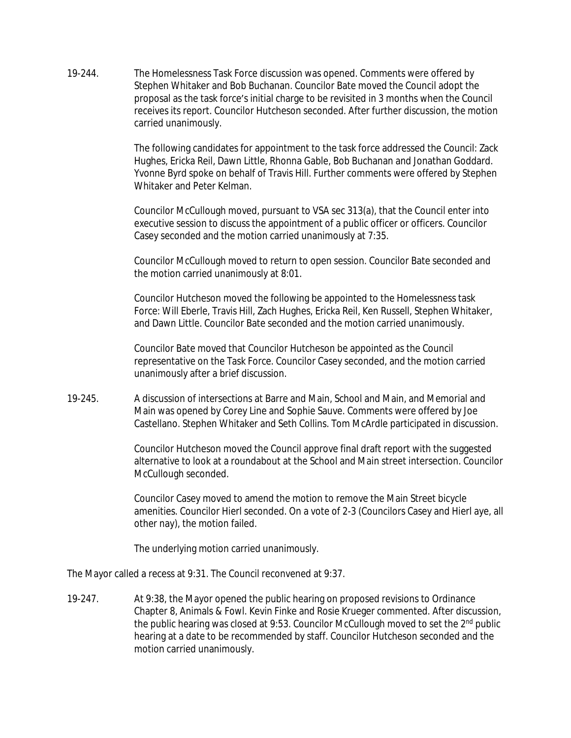19-244. The Homelessness Task Force discussion was opened. Comments were offered by Stephen Whitaker and Bob Buchanan. Councilor Bate moved the Council adopt the proposal as the task force's initial charge to be revisited in 3 months when the Council receives its report. Councilor Hutcheson seconded. After further discussion, the motion carried unanimously.

The following candidates for appointment to the task force addressed the Council: Zack Hughes, Ericka Reil, Dawn Little, Rhonna Gable, Bob Buchanan and Jonathan Goddard. Yvonne Byrd spoke on behalf of Travis Hill. Further comments were offered by Stephen Whitaker and Peter Kelman.

Councilor McCullough moved, pursuant to VSA sec 313(a), that the Council enter into executive session to discuss the appointment of a public officer or officers. Councilor Casey seconded and the motion carried unanimously at 7:35.

Councilor McCullough moved to return to open session. Councilor Bate seconded and the motion carried unanimously at 8:01.

Councilor Hutcheson moved the following be appointed to the Homelessness task Force: Will Eberle, Travis Hill, Zach Hughes, Ericka Reil, Ken Russell, Stephen Whitaker, and Dawn Little. Councilor Bate seconded and the motion carried unanimously.

Councilor Bate moved that Councilor Hutcheson be appointed as the Council representative on the Task Force. Councilor Casey seconded, and the motion carried unanimously after a brief discussion.

19-245. A discussion of intersections at Barre and Main, School and Main, and Memorial and Main was opened by Corey Line and Sophie Sauve. Comments were offered by Joe Castellano. Stephen Whitaker and Seth Collins. Tom McArdle participated in discussion.

Councilor Hutcheson moved the Council approve final draft report with the suggested alternative to look at a roundabout at the School and Main street intersection. Councilor McCullough seconded.

Councilor Casey moved to amend the motion to remove the Main Street bicycle amenities. Councilor Hierl seconded. On a vote of 2-3 (Councilors Casey and Hierl aye, all other nay), the motion failed.

The underlying motion carried unanimously.

The Mayor called a recess at 9:31. The Council reconvened at 9:37.

19-247. At 9:38, the Mayor opened the public hearing on proposed revisions to Ordinance Chapter 8, Animals & Fowl. Kevin Finke and Rosie Krueger commented. After discussion, the public hearing was closed at 9:53. Councilor McCullough moved to set the 2nd public hearing at a date to be recommended by staff. Councilor Hutcheson seconded and the motion carried unanimously.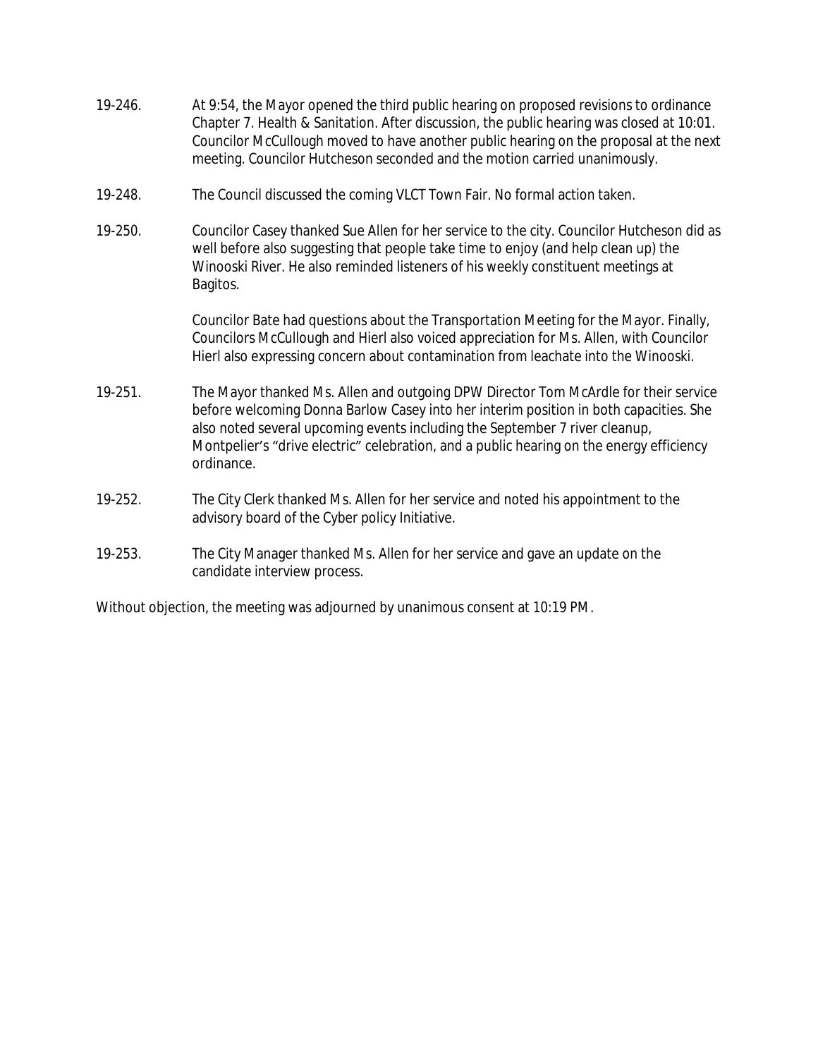19-246. At 9:54, the Mayor opened the third public hearing on proposed revisions to ordinance Chapter 7. Health & Sanitation. After discussion, the public hearing was closed at 10:01. Councilor McCullough moved to have another public hearing on the proposal at the next meeting. Councilor Hutcheson seconded and the motion carried unanimously.

19-248. The Council discussed the coming VLCT Town Fair. No formal action taken.

19-250. Councilor Casey thanked Sue Allen for her service to the city. Councilor Hutcheson did as well before also suggesting that people take time to enjoy (and help clean up) the Winooski River. He also reminded listeners of his weekly constituent meetings at Bagitos.

Councilor Bate had questions about the Transportation Meeting for the Mayor. Finally, Councilors McCullough and Hierl also voiced appreciation for Ms. Allen, with Councilor Hierl also expressing concern about contamination from leachate into the Winooski.

19-251. The Mayor thanked Ms. Allen and outgoing DPW Director Tom McArdle for their service before welcoming Donna Barlow Casey into her interim position in both capacities. She also noted several upcoming events including the September 7 river cleanup, Montpelier's "drive electric" celebration, and a public hearing on the energy efficiency ordinance.

19-252. The City Clerk thanked Ms. Allen for her service and noted his appointment to the advisory board of the Cyber policy Initiative.

19-253. The City Manager thanked Ms. Allen for her service and gave an update on the candidate interview process.

Without objection, the meeting was adjourned by unanimous consent at 10:19 PM.